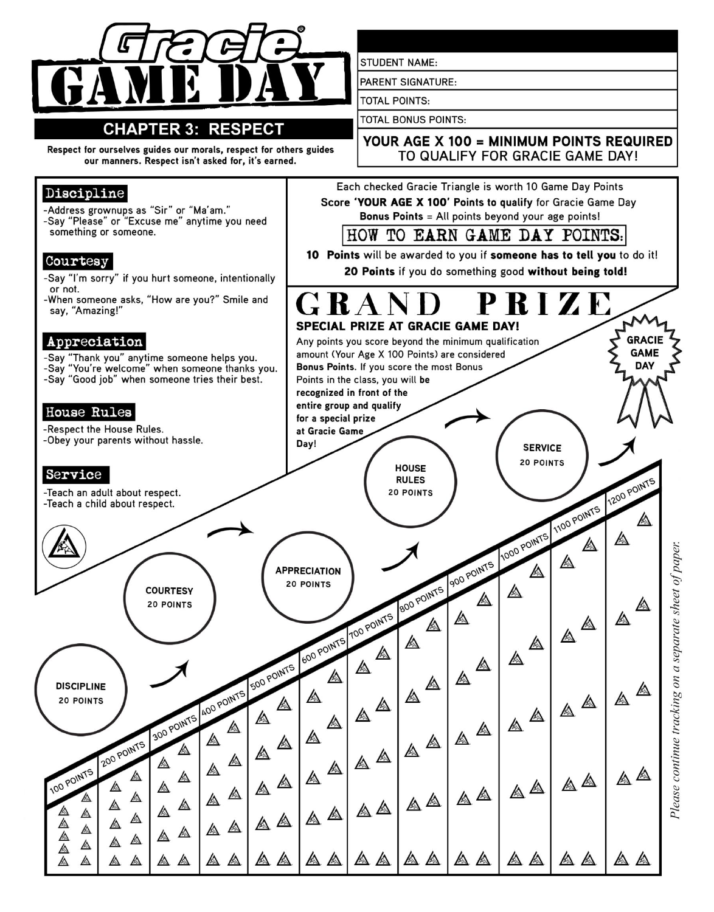# Gracie GAME DAY

## CHAPTER 3: RESPECT

Respect for ourselves guides our morals, respect for others guides our manners. Respect isn't asked for, it's earned.

| |
|---|
| STUDENT NAME: |
| PARENT SIGNATURE: |
| TOTAL POINTS: |
| TOTAL BONUS POINTS: |

**YOUR AGE X 100 = MINIMUM POINTS REQUIRED** TO QUALIFY FOR GRACIE GAME DAY!

### Discipline

- Address grownups as "Sir" or "Ma'am."
- Say "Please" or "Excuse me" anytime you need something or someone.

### Courtesy

- Say "I'm sorry" if you hurt someone, intentionally or not.
- When someone asks, "How are you?" Smile and say, "Amazing!"

### Appreciation

- Say "Thank you" anytime someone helps you.
- Say "You're welcome" when someone thanks you.
- Say "Good job" when someone tries their best.

### House Rules

- Respect the House Rules.
- Obey your parents without hassle.

### Service

- Teach an adult about respect.
- Teach a child about respect.

Each checked Gracie Triangle is worth 10 Game Day Points

Score **'YOUR AGE X 100'** Points to qualify for Gracie Game Day

**Bonus Points** = All points beyond your age points!

### HOW TO EARN GAME DAY POINTS:

**10 Points** will be awarded to you if **someone has to tell you** to do it!

**20 Points** if you do something good **without being told!**

## GRAND PRIZE

**SPECIAL PRIZE AT GRACIE GAME DAY!**

Any points you score beyond the minimum qualification amount (Your Age X 100 Points) are considered **Bonus Points**. If you score the most Bonus Points in the class, you will **be recognized in front of the entire group and qualify for a special prize at Gracie Game Day!**

GRACIE GAME DAY

DISCIPLINE 20 POINTS → COURTESY 20 POINTS → APPRECIATION 20 POINTS → HOUSE RULES 20 POINTS → SERVICE 20 POINTS

100 POINTS | 200 POINTS | 300 POINTS | 400 POINTS | 500 POINTS | 600 POINTS | 700 POINTS | 800 POINTS | 900 POINTS | 1000 POINTS | 1100 POINTS | 1200 POINTS

*Please continue tracking on a separate sheet of paper.*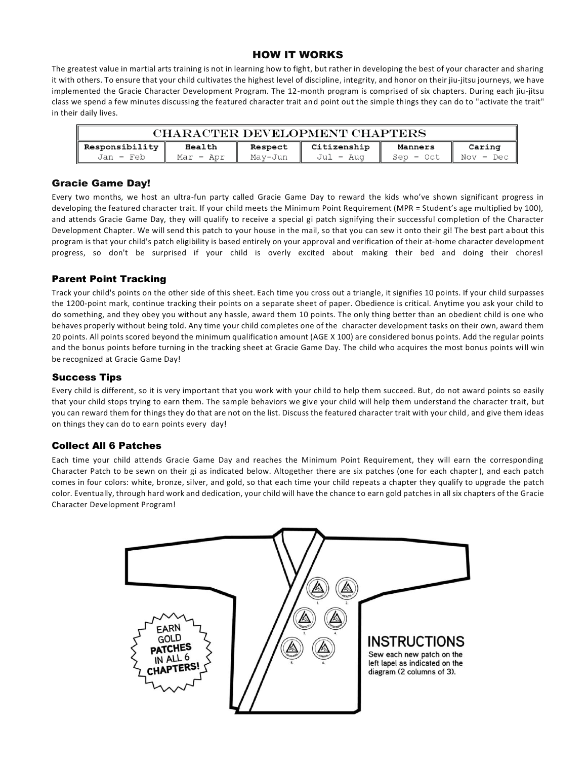## HOW IT WORKS

The greatest value in martial arts training is not in learning how to fight, but rather in developing the best of your character and sharing it with others. To ensure that your child cultivates the highest level of discipline, integrity, and honor on their jiu-jitsu journeys, we have implemented the Gracie Character Development Program. The 12-month program is comprised of six chapters. During each jiu-jitsu class we spend a few minutes discussing the featured character trait and point out the simple things they can do to "activate the trait" in their daily lives.

| CHARACTER DEVELOPMENT CHAPTERS | | | | | |
|---|---|---|---|---|---|
| Responsibility | Health | Respect | Citizenship | Manners | Caring |
| Jan - Feb | Mar - Apr | May-Jun | Jul - Aug | Sep - Oct | Nov - Dec |

### Gracie Game Day!

Every two months, we host an ultra-fun party called Gracie Game Day to reward the kids who've shown significant progress in developing the featured character trait. If your child meets the Minimum Point Requirement (MPR = Student's age multiplied by 100), and attends Gracie Game Day, they will qualify to receive a special gi patch signifying their successful completion of the Character Development Chapter. We will send this patch to your house in the mail, so that you can sew it onto their gi! The best part about this program is that your child's patch eligibility is based entirely on your approval and verification of their at-home character development progress, so don't be surprised if your child is overly excited about making their bed and doing their chores!

### Parent Point Tracking

Track your child's points on the other side of this sheet. Each time you cross out a triangle, it signifies 10 points. If your child surpasses the 1200-point mark, continue tracking their points on a separate sheet of paper. Obedience is critical. Anytime you ask your child to do something, and they obey you without any hassle, award them 10 points. The only thing better than an obedient child is one who behaves properly without being told. Any time your child completes one of the character development tasks on their own, award them 20 points. All points scored beyond the minimum qualification amount (AGE X 100) are considered bonus points. Add the regular points and the bonus points before turning in the tracking sheet at Gracie Game Day. The child who acquires the most bonus points will win be recognized at Gracie Game Day!

### Success Tips

Every child is different, so it is very important that you work with your child to help them succeed. But, do not award points so easily that your child stops trying to earn them. The sample behaviors we give your child will help them understand the character trait, but you can reward them for things they do that are not on the list. Discuss the featured character trait with your child, and give them ideas on things they can do to earn points every day!

### Collect All 6 Patches

Each time your child attends Gracie Game Day and reaches the Minimum Point Requirement, they will earn the corresponding Character Patch to be sewn on their gi as indicated below. Altogether there are six patches (one for each chapter), and each patch comes in four colors: white, bronze, silver, and gold, so that each time your child repeats a chapter they qualify to upgrade the patch color. Eventually, through hard work and dedication, your child will have the chance to earn gold patches in all six chapters of the Gracie Character Development Program!

EARN GOLD PATCHES IN ALL 6 CHAPTERS!

**INSTRUCTIONS**

Sew each new patch on the left lapel as indicated on the diagram (2 columns of 3).